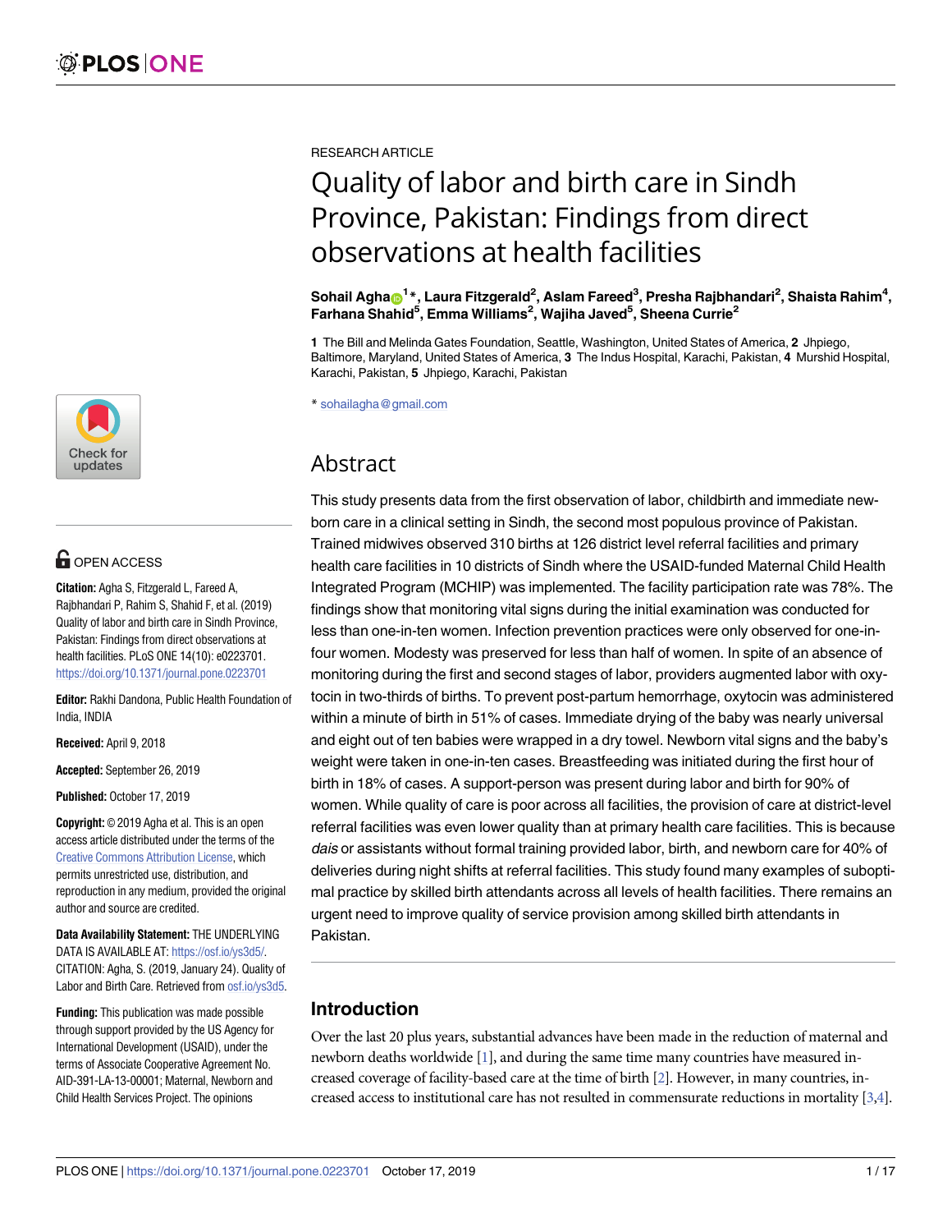RESEARCH ARTICLE

# Quality of labor and birth care in Sindh Province, Pakistan: Findings from direct observations at health facilities

**Sohail Agha[1]*, Laura Fitzgerald[2], Aslam Fareed[3], Presha Rajbhandari[2], Shaista Rahim[4], Farhana Shahid[5], Emma Williams[2], Wajiha Javed[5], Sheena Currie[2]**

**1** The Bill and Melinda Gates Foundation, Seattle, Washington, United States of America, **2** Jhpiego, Baltimore, Maryland, United States of America, **3** The Indus Hospital, Karachi, Pakistan, **4** Murshid Hospital, Karachi, Pakistan, **5** Jhpiego, Karachi, Pakistan

* sohailagha@gmail.com

OPEN ACCESS

**Citation:** Agha S, Fitzgerald L, Fareed A, Rajbhandari P, Rahim S, Shahid F, et al. (2019) Quality of labor and birth care in Sindh Province, Pakistan: Findings from direct observations at health facilities. PLoS ONE 14(10): e0223701. https://doi.org/10.1371/journal.pone.0223701

**Editor:** Rakhi Dandona, Public Health Foundation of India, INDIA

**Received:** April 9, 2018

**Accepted:** September 26, 2019

**Published:** October 17, 2019

**Copyright:** © 2019 Agha et al. This is an open access article distributed under the terms of the Creative Commons Attribution License, which permits unrestricted use, distribution, and reproduction in any medium, provided the original author and source are credited.

**Data Availability Statement:** THE UNDERLYING DATA IS AVAILABLE AT: https://osf.io/ys3d5/. CITATION: Agha, S. (2019, January 24). Quality of Labor and Birth Care. Retrieved from osf.io/ys3d5.

**Funding:** This publication was made possible through support provided by the US Agency for International Development (USAID), under the terms of Associate Cooperative Agreement No. AID-391-LA-13-00001; Maternal, Newborn and Child Health Services Project. The opinions

## Abstract

This study presents data from the first observation of labor, childbirth and immediate newborn care in a clinical setting in Sindh, the second most populous province of Pakistan. Trained midwives observed 310 births at 126 district level referral facilities and primary health care facilities in 10 districts of Sindh where the USAID-funded Maternal Child Health Integrated Program (MCHIP) was implemented. The facility participation rate was 78%. The findings show that monitoring vital signs during the initial examination was conducted for less than one-in-ten women. Infection prevention practices were only observed for one-in-four women. Modesty was preserved for less than half of women. In spite of an absence of monitoring during the first and second stages of labor, providers augmented labor with oxytocin in two-thirds of births. To prevent post-partum hemorrhage, oxytocin was administered within a minute of birth in 51% of cases. Immediate drying of the baby was nearly universal and eight out of ten babies were wrapped in a dry towel. Newborn vital signs and the baby's weight were taken in one-in-ten cases. Breastfeeding was initiated during the first hour of birth in 18% of cases. A support-person was present during labor and birth for 90% of women. While quality of care is poor across all facilities, the provision of care at district-level referral facilities was even lower quality than at primary health care facilities. This is because *dais* or assistants without formal training provided labor, birth, and newborn care for 40% of deliveries during night shifts at referral facilities. This study found many examples of suboptimal practice by skilled birth attendants across all levels of health facilities. There remains an urgent need to improve quality of service provision among skilled birth attendants in Pakistan.

## Introduction

Over the last 20 plus years, substantial advances have been made in the reduction of maternal and newborn deaths worldwide [1], and during the same time many countries have measured increased coverage of facility-based care at the time of birth [2]. However, in many countries, increased access to institutional care has not resulted in commensurate reductions in mortality [3,4].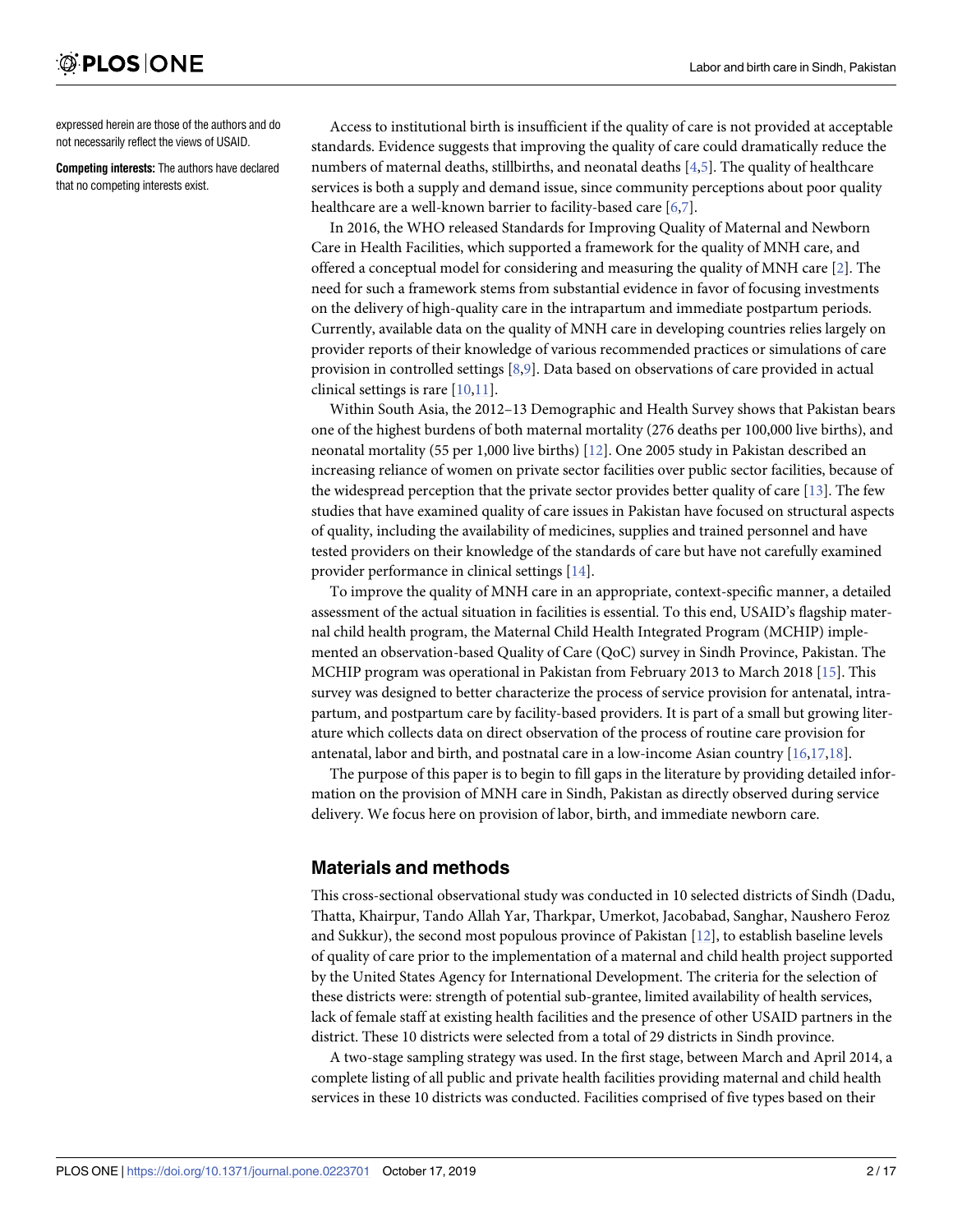expressed herein are those of the authors and do not necessarily reflect the views of USAID.

**Competing interests:** The authors have declared that no competing interests exist.

Access to institutional birth is insufficient if the quality of care is not provided at acceptable standards. Evidence suggests that improving the quality of care could dramatically reduce the numbers of maternal deaths, stillbirths, and neonatal deaths [4,5]. The quality of healthcare services is both a supply and demand issue, since community perceptions about poor quality healthcare are a well-known barrier to facility-based care [6,7].

In 2016, the WHO released Standards for Improving Quality of Maternal and Newborn Care in Health Facilities, which supported a framework for the quality of MNH care, and offered a conceptual model for considering and measuring the quality of MNH care [2]. The need for such a framework stems from substantial evidence in favor of focusing investments on the delivery of high-quality care in the intrapartum and immediate postpartum periods. Currently, available data on the quality of MNH care in developing countries relies largely on provider reports of their knowledge of various recommended practices or simulations of care provision in controlled settings [8,9]. Data based on observations of care provided in actual clinical settings is rare [10,11].

Within South Asia, the 2012–13 Demographic and Health Survey shows that Pakistan bears one of the highest burdens of both maternal mortality (276 deaths per 100,000 live births), and neonatal mortality (55 per 1,000 live births) [12]. One 2005 study in Pakistan described an increasing reliance of women on private sector facilities over public sector facilities, because of the widespread perception that the private sector provides better quality of care [13]. The few studies that have examined quality of care issues in Pakistan have focused on structural aspects of quality, including the availability of medicines, supplies and trained personnel and have tested providers on their knowledge of the standards of care but have not carefully examined provider performance in clinical settings [14].

To improve the quality of MNH care in an appropriate, context-specific manner, a detailed assessment of the actual situation in facilities is essential. To this end, USAID's flagship maternal child health program, the Maternal Child Health Integrated Program (MCHIP) implemented an observation-based Quality of Care (QoC) survey in Sindh Province, Pakistan. The MCHIP program was operational in Pakistan from February 2013 to March 2018 [15]. This survey was designed to better characterize the process of service provision for antenatal, intrapartum, and postpartum care by facility-based providers. It is part of a small but growing literature which collects data on direct observation of the process of routine care provision for antenatal, labor and birth, and postnatal care in a low-income Asian country [16,17,18].

The purpose of this paper is to begin to fill gaps in the literature by providing detailed information on the provision of MNH care in Sindh, Pakistan as directly observed during service delivery. We focus here on provision of labor, birth, and immediate newborn care.

## Materials and methods

This cross-sectional observational study was conducted in 10 selected districts of Sindh (Dadu, Thatta, Khairpur, Tando Allah Yar, Tharkpar, Umerkot, Jacobabad, Sanghar, Naushero Feroz and Sukkur), the second most populous province of Pakistan [12], to establish baseline levels of quality of care prior to the implementation of a maternal and child health project supported by the United States Agency for International Development. The criteria for the selection of these districts were: strength of potential sub-grantee, limited availability of health services, lack of female staff at existing health facilities and the presence of other USAID partners in the district. These 10 districts were selected from a total of 29 districts in Sindh province.

A two-stage sampling strategy was used. In the first stage, between March and April 2014, a complete listing of all public and private health facilities providing maternal and child health services in these 10 districts was conducted. Facilities comprised of five types based on their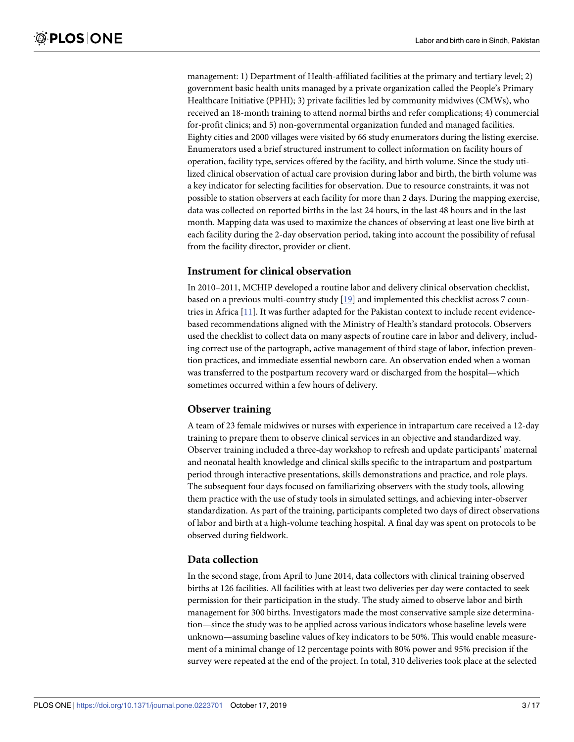management: 1) Department of Health-affiliated facilities at the primary and tertiary level; 2) government basic health units managed by a private organization called the People's Primary Healthcare Initiative (PPHI); 3) private facilities led by community midwives (CMWs), who received an 18-month training to attend normal births and refer complications; 4) commercial for-profit clinics; and 5) non-governmental organization funded and managed facilities. Eighty cities and 2000 villages were visited by 66 study enumerators during the listing exercise. Enumerators used a brief structured instrument to collect information on facility hours of operation, facility type, services offered by the facility, and birth volume. Since the study utilized clinical observation of actual care provision during labor and birth, the birth volume was a key indicator for selecting facilities for observation. Due to resource constraints, it was not possible to station observers at each facility for more than 2 days. During the mapping exercise, data was collected on reported births in the last 24 hours, in the last 48 hours and in the last month. Mapping data was used to maximize the chances of observing at least one live birth at each facility during the 2-day observation period, taking into account the possibility of refusal from the facility director, provider or client.

### Instrument for clinical observation

In 2010–2011, MCHIP developed a routine labor and delivery clinical observation checklist, based on a previous multi-country study [19] and implemented this checklist across 7 countries in Africa [11]. It was further adapted for the Pakistan context to include recent evidence-based recommendations aligned with the Ministry of Health's standard protocols. Observers used the checklist to collect data on many aspects of routine care in labor and delivery, including correct use of the partograph, active management of third stage of labor, infection prevention practices, and immediate essential newborn care. An observation ended when a woman was transferred to the postpartum recovery ward or discharged from the hospital—which sometimes occurred within a few hours of delivery.

### Observer training

A team of 23 female midwives or nurses with experience in intrapartum care received a 12-day training to prepare them to observe clinical services in an objective and standardized way. Observer training included a three-day workshop to refresh and update participants' maternal and neonatal health knowledge and clinical skills specific to the intrapartum and postpartum period through interactive presentations, skills demonstrations and practice, and role plays. The subsequent four days focused on familiarizing observers with the study tools, allowing them practice with the use of study tools in simulated settings, and achieving inter-observer standardization. As part of the training, participants completed two days of direct observations of labor and birth at a high-volume teaching hospital. A final day was spent on protocols to be observed during fieldwork.

### Data collection

In the second stage, from April to June 2014, data collectors with clinical training observed births at 126 facilities. All facilities with at least two deliveries per day were contacted to seek permission for their participation in the study. The study aimed to observe labor and birth management for 300 births. Investigators made the most conservative sample size determination—since the study was to be applied across various indicators whose baseline levels were unknown—assuming baseline values of key indicators to be 50%. This would enable measurement of a minimal change of 12 percentage points with 80% power and 95% precision if the survey were repeated at the end of the project. In total, 310 deliveries took place at the selected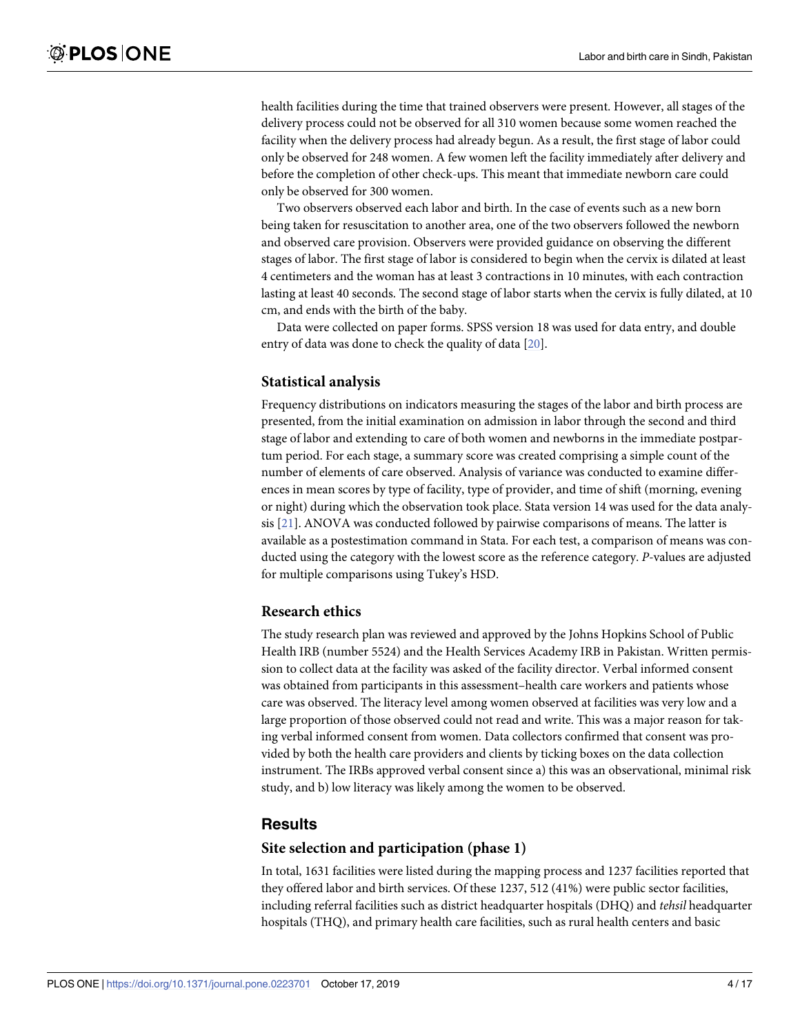health facilities during the time that trained observers were present. However, all stages of the delivery process could not be observed for all 310 women because some women reached the facility when the delivery process had already begun. As a result, the first stage of labor could only be observed for 248 women. A few women left the facility immediately after delivery and before the completion of other check-ups. This meant that immediate newborn care could only be observed for 300 women.

Two observers observed each labor and birth. In the case of events such as a new born being taken for resuscitation to another area, one of the two observers followed the newborn and observed care provision. Observers were provided guidance on observing the different stages of labor. The first stage of labor is considered to begin when the cervix is dilated at least 4 centimeters and the woman has at least 3 contractions in 10 minutes, with each contraction lasting at least 40 seconds. The second stage of labor starts when the cervix is fully dilated, at 10 cm, and ends with the birth of the baby.

Data were collected on paper forms. SPSS version 18 was used for data entry, and double entry of data was done to check the quality of data [20].

### Statistical analysis

Frequency distributions on indicators measuring the stages of the labor and birth process are presented, from the initial examination on admission in labor through the second and third stage of labor and extending to care of both women and newborns in the immediate postpartum period. For each stage, a summary score was created comprising a simple count of the number of elements of care observed. Analysis of variance was conducted to examine differences in mean scores by type of facility, type of provider, and time of shift (morning, evening or night) during which the observation took place. Stata version 14 was used for the data analysis [21]. ANOVA was conducted followed by pairwise comparisons of means. The latter is available as a postestimation command in Stata. For each test, a comparison of means was conducted using the category with the lowest score as the reference category. *P*-values are adjusted for multiple comparisons using Tukey's HSD.

### Research ethics

The study research plan was reviewed and approved by the Johns Hopkins School of Public Health IRB (number 5524) and the Health Services Academy IRB in Pakistan. Written permission to collect data at the facility was asked of the facility director. Verbal informed consent was obtained from participants in this assessment–health care workers and patients whose care was observed. The literacy level among women observed at facilities was very low and a large proportion of those observed could not read and write. This was a major reason for taking verbal informed consent from women. Data collectors confirmed that consent was provided by both the health care providers and clients by ticking boxes on the data collection instrument. The IRBs approved verbal consent since a) this was an observational, minimal risk study, and b) low literacy was likely among the women to be observed.

## Results

### Site selection and participation (phase 1)

In total, 1631 facilities were listed during the mapping process and 1237 facilities reported that they offered labor and birth services. Of these 1237, 512 (41%) were public sector facilities, including referral facilities such as district headquarter hospitals (DHQ) and *tehsil* headquarter hospitals (THQ), and primary health care facilities, such as rural health centers and basic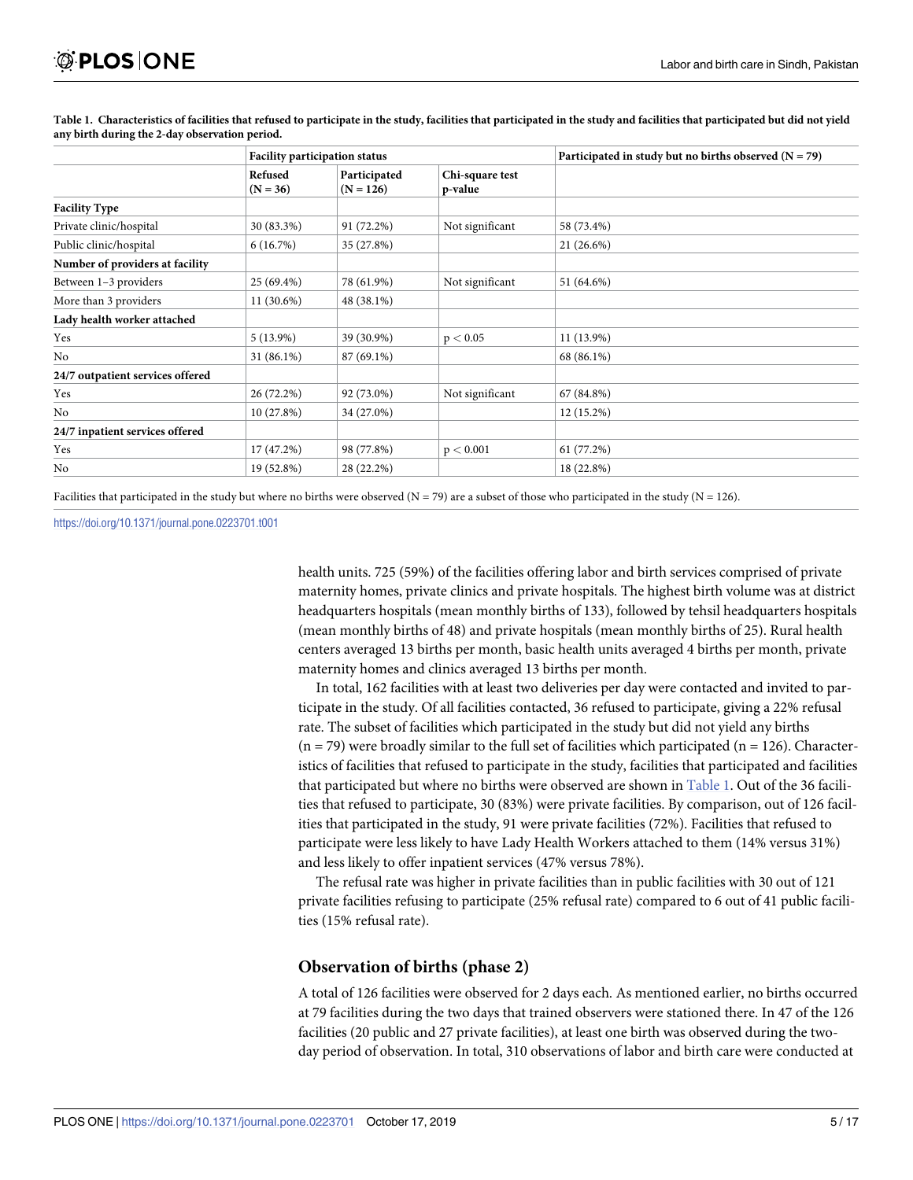**Table 1. Characteristics of facilities that refused to participate in the study, facilities that participated in the study and facilities that participated but did not yield any birth during the 2-day observation period.**

| | Facility participation status | | | Participated in study but no births observed (N = 79) |
|---|---|---|---|---|
| | Refused (N = 36) | Participated (N = 126) | Chi-square test p-value | |
| **Facility Type** | | | | |
| Private clinic/hospital | 30 (83.3%) | 91 (72.2%) | Not significant | 58 (73.4%) |
| Public clinic/hospital | 6 (16.7%) | 35 (27.8%) | | 21 (26.6%) |
| **Number of providers at facility** | | | | |
| Between 1–3 providers | 25 (69.4%) | 78 (61.9%) | Not significant | 51 (64.6%) |
| More than 3 providers | 11 (30.6%) | 48 (38.1%) | | |
| **Lady health worker attached** | | | | |
| Yes | 5 (13.9%) | 39 (30.9%) | $p < 0.05$ | 11 (13.9%) |
| No | 31 (86.1%) | 87 (69.1%) | | 68 (86.1%) |
| **24/7 outpatient services offered** | | | | |
| Yes | 26 (72.2%) | 92 (73.0%) | Not significant | 67 (84.8%) |
| No | 10 (27.8%) | 34 (27.0%) | | 12 (15.2%) |
| **24/7 inpatient services offered** | | | | |
| Yes | 17 (47.2%) | 98 (77.8%) | $p < 0.001$ | 61 (77.2%) |
| No | 19 (52.8%) | 28 (22.2%) | | 18 (22.8%) |

Facilities that participated in the study but where no births were observed (N = 79) are a subset of those who participated in the study (N = 126).

https://doi.org/10.1371/journal.pone.0223701.t001

health units. 725 (59%) of the facilities offering labor and birth services comprised of private maternity homes, private clinics and private hospitals. The highest birth volume was at district headquarters hospitals (mean monthly births of 133), followed by tehsil headquarters hospitals (mean monthly births of 48) and private hospitals (mean monthly births of 25). Rural health centers averaged 13 births per month, basic health units averaged 4 births per month, private maternity homes and clinics averaged 13 births per month.

In total, 162 facilities with at least two deliveries per day were contacted and invited to participate in the study. Of all facilities contacted, 36 refused to participate, giving a 22% refusal rate. The subset of facilities which participated in the study but did not yield any births (n = 79) were broadly similar to the full set of facilities which participated (n = 126). Characteristics of facilities that refused to participate in the study, facilities that participated and facilities that participated but where no births were observed are shown in Table 1. Out of the 36 facilities that refused to participate, 30 (83%) were private facilities. By comparison, out of 126 facilities that participated in the study, 91 were private facilities (72%). Facilities that refused to participate were less likely to have Lady Health Workers attached to them (14% versus 31%) and less likely to offer inpatient services (47% versus 78%).

The refusal rate was higher in private facilities than in public facilities with 30 out of 121 private facilities refusing to participate (25% refusal rate) compared to 6 out of 41 public facilities (15% refusal rate).

## Observation of births (phase 2)

A total of 126 facilities were observed for 2 days each. As mentioned earlier, no births occurred at 79 facilities during the two days that trained observers were stationed there. In 47 of the 126 facilities (20 public and 27 private facilities), at least one birth was observed during the two-day period of observation. In total, 310 observations of labor and birth care were conducted at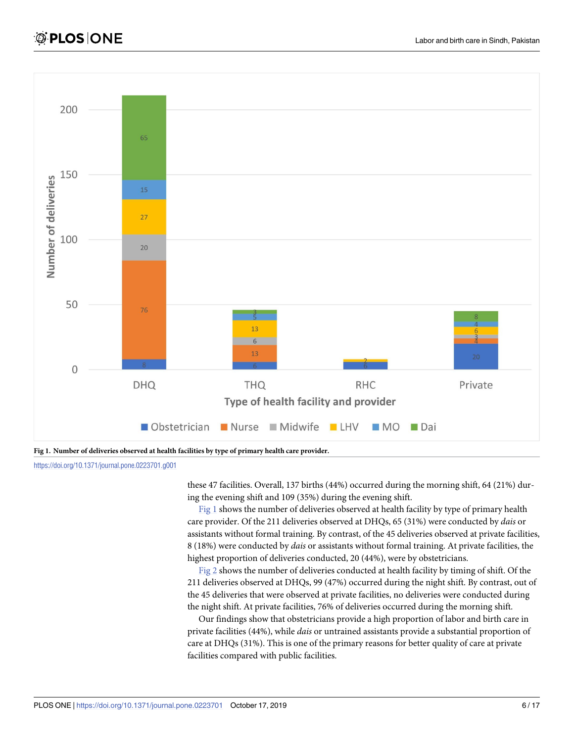Fig 1. Number of deliveries observed at health facilities by type of primary health care provider.

https://doi.org/10.1371/journal.pone.0223701.g001

these 47 facilities. Overall, 137 births (44%) occurred during the morning shift, 64 (21%) during the evening shift and 109 (35%) during the evening shift.

Fig 1 shows the number of deliveries observed at health facility by type of primary health care provider. Of the 211 deliveries observed at DHQs, 65 (31%) were conducted by *dais* or assistants without formal training. By contrast, of the 45 deliveries observed at private facilities, 8 (18%) were conducted by *dais* or assistants without formal training. At private facilities, the highest proportion of deliveries conducted, 20 (44%), were by obstetricians.

Fig 2 shows the number of deliveries conducted at health facility by timing of shift. Of the 211 deliveries observed at DHQs, 99 (47%) occurred during the night shift. By contrast, out of the 45 deliveries that were observed at private facilities, no deliveries were conducted during the night shift. At private facilities, 76% of deliveries occurred during the morning shift.

Our findings show that obstetricians provide a high proportion of labor and birth care in private facilities (44%), while *dais* or untrained assistants provide a substantial proportion of care at DHQs (31%). This is one of the primary reasons for better quality of care at private facilities compared with public facilities.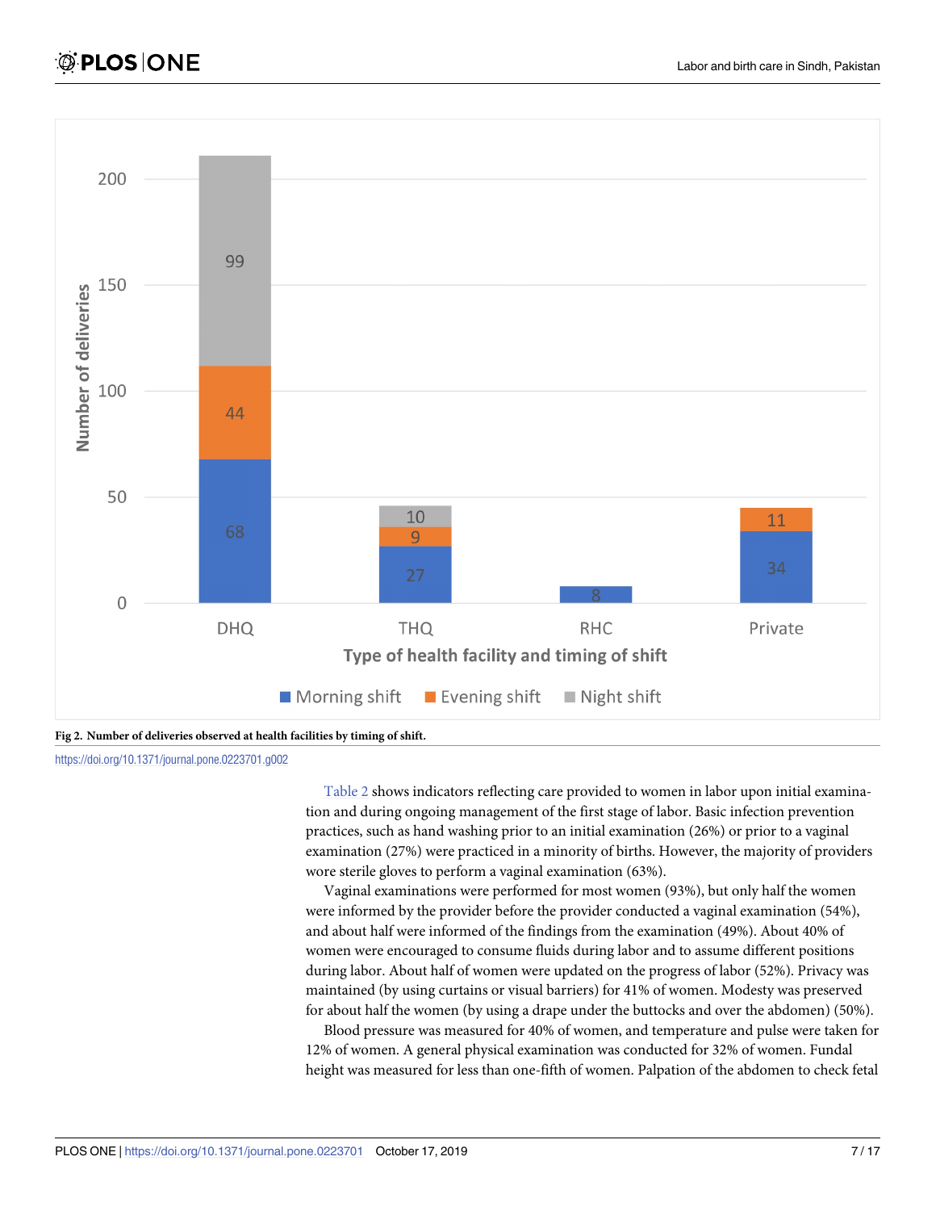Fig 2. Number of deliveries observed at health facilities by timing of shift.

https://doi.org/10.1371/journal.pone.0223701.g002

Table 2 shows indicators reflecting care provided to women in labor upon initial examination and during ongoing management of the first stage of labor. Basic infection prevention practices, such as hand washing prior to an initial examination (26%) or prior to a vaginal examination (27%) were practiced in a minority of births. However, the majority of providers wore sterile gloves to perform a vaginal examination (63%).

Vaginal examinations were performed for most women (93%), but only half the women were informed by the provider before the provider conducted a vaginal examination (54%), and about half were informed of the findings from the examination (49%). About 40% of women were encouraged to consume fluids during labor and to assume different positions during labor. About half of women were updated on the progress of labor (52%). Privacy was maintained (by using curtains or visual barriers) for 41% of women. Modesty was preserved for about half the women (by using a drape under the buttocks and over the abdomen) (50%).

Blood pressure was measured for 40% of women, and temperature and pulse were taken for 12% of women. A general physical examination was conducted for 32% of women. Fundal height was measured for less than one-fifth of women. Palpation of the abdomen to check fetal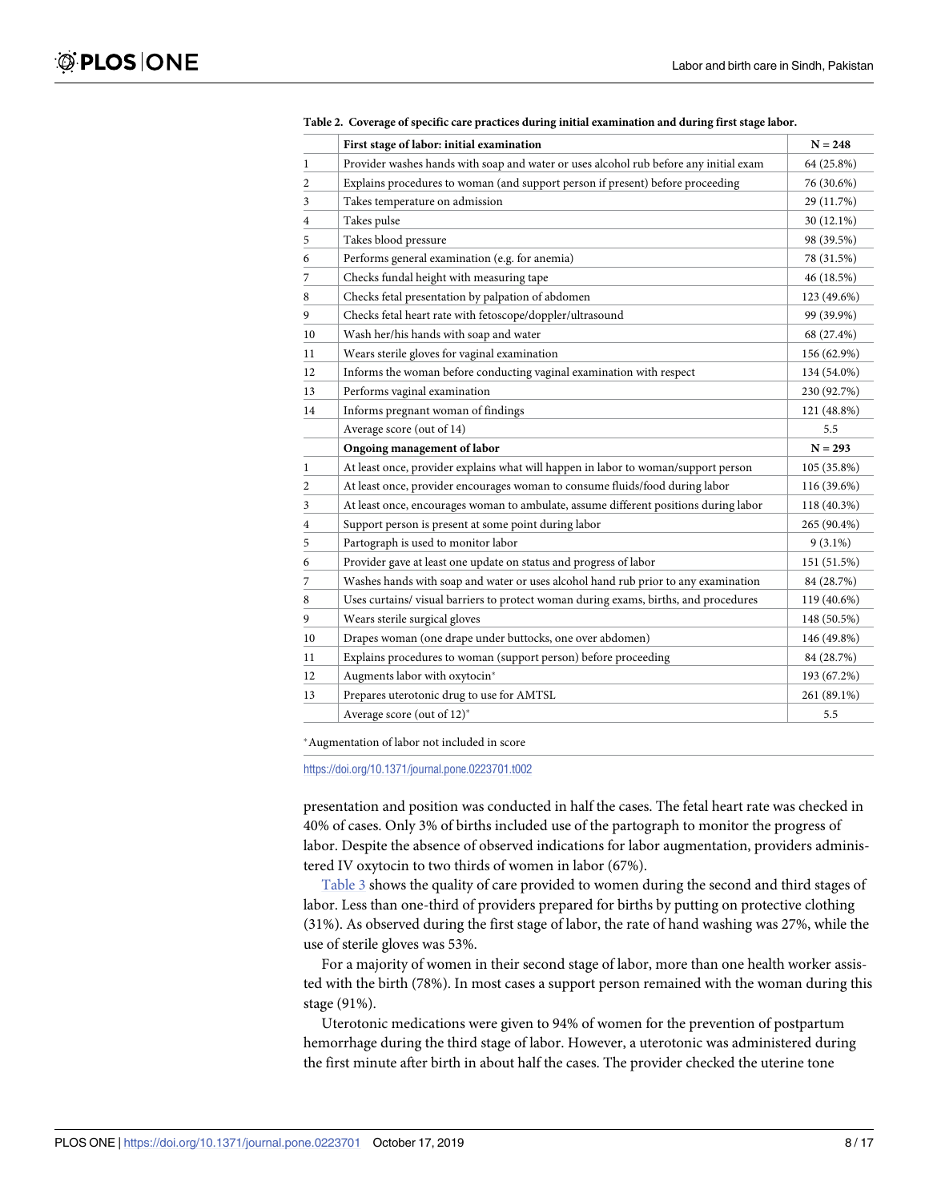**Table 2. Coverage of specific care practices during initial examination and during first stage labor.**

| | First stage of labor: initial examination | N = 248 |
|---|---|---|
| 1 | Provider washes hands with soap and water or uses alcohol rub before any initial exam | 64 (25.8%) |
| 2 | Explains procedures to woman (and support person if present) before proceeding | 76 (30.6%) |
| 3 | Takes temperature on admission | 29 (11.7%) |
| 4 | Takes pulse | 30 (12.1%) |
| 5 | Takes blood pressure | 98 (39.5%) |
| 6 | Performs general examination (e.g. for anemia) | 78 (31.5%) |
| 7 | Checks fundal height with measuring tape | 46 (18.5%) |
| 8 | Checks fetal presentation by palpation of abdomen | 123 (49.6%) |
| 9 | Checks fetal heart rate with fetoscope/doppler/ultrasound | 99 (39.9%) |
| 10 | Wash her/his hands with soap and water | 68 (27.4%) |
| 11 | Wears sterile gloves for vaginal examination | 156 (62.9%) |
| 12 | Informs the woman before conducting vaginal examination with respect | 134 (54.0%) |
| 13 | Performs vaginal examination | 230 (92.7%) |
| 14 | Informs pregnant woman of findings | 121 (48.8%) |
| | Average score (out of 14) | 5.5 |
| | **Ongoing management of labor** | **N = 293** |
| 1 | At least once, provider explains what will happen in labor to woman/support person | 105 (35.8%) |
| 2 | At least once, provider encourages woman to consume fluids/food during labor | 116 (39.6%) |
| 3 | At least once, encourages woman to ambulate, assume different positions during labor | 118 (40.3%) |
| 4 | Support person is present at some point during labor | 265 (90.4%) |
| 5 | Partograph is used to monitor labor | 9 (3.1%) |
| 6 | Provider gave at least one update on status and progress of labor | 151 (51.5%) |
| 7 | Washes hands with soap and water or uses alcohol hand rub prior to any examination | 84 (28.7%) |
| 8 | Uses curtains/ visual barriers to protect woman during exams, births, and procedures | 119 (40.6%) |
| 9 | Wears sterile surgical gloves | 148 (50.5%) |
| 10 | Drapes woman (one drape under buttocks, one over abdomen) | 146 (49.8%) |
| 11 | Explains procedures to woman (support person) before proceeding | 84 (28.7%) |
| 12 | Augments labor with oxytocin* | 193 (67.2%) |
| 13 | Prepares uterotonic drug to use for AMTSL | 261 (89.1%) |
| | Average score (out of 12)* | 5.5 |

*Augmentation of labor not included in score

https://doi.org/10.1371/journal.pone.0223701.t002

presentation and position was conducted in half the cases. The fetal heart rate was checked in 40% of cases. Only 3% of births included use of the partograph to monitor the progress of labor. Despite the absence of observed indications for labor augmentation, providers administered IV oxytocin to two thirds of women in labor (67%).

Table 3 shows the quality of care provided to women during the second and third stages of labor. Less than one-third of providers prepared for births by putting on protective clothing (31%). As observed during the first stage of labor, the rate of hand washing was 27%, while the use of sterile gloves was 53%.

For a majority of women in their second stage of labor, more than one health worker assisted with the birth (78%). In most cases a support person remained with the woman during this stage (91%).

Uterotonic medications were given to 94% of women for the prevention of postpartum hemorrhage during the third stage of labor. However, a uterotonic was administered during the first minute after birth in about half the cases. The provider checked the uterine tone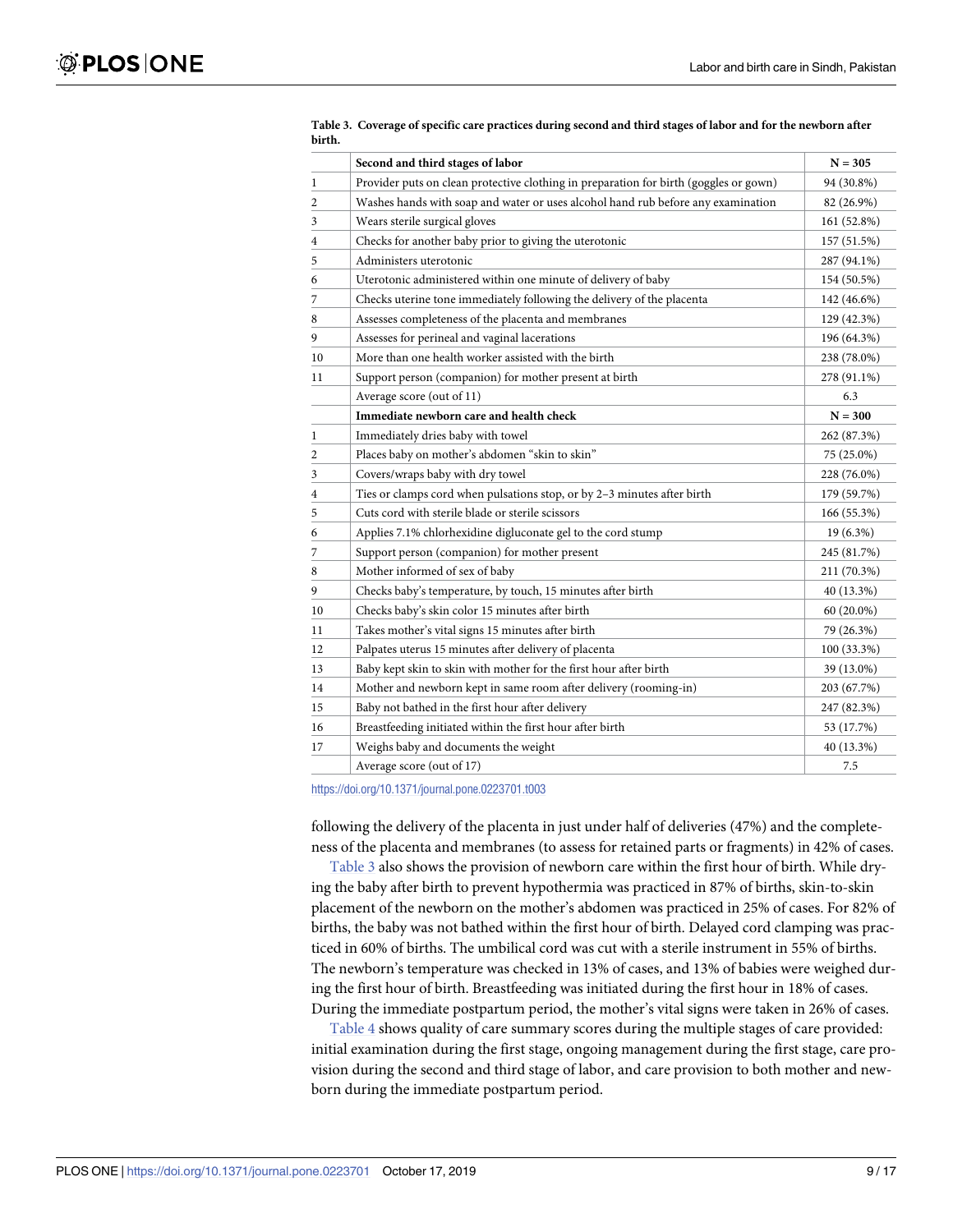**Table 3. Coverage of specific care practices during second and third stages of labor and for the newborn after birth.**

| | **Second and third stages of labor** | **N = 305** |
|---|---|---|
| 1 | Provider puts on clean protective clothing in preparation for birth (goggles or gown) | 94 (30.8%) |
| 2 | Washes hands with soap and water or uses alcohol hand rub before any examination | 82 (26.9%) |
| 3 | Wears sterile surgical gloves | 161 (52.8%) |
| 4 | Checks for another baby prior to giving the uterotonic | 157 (51.5%) |
| 5 | Administers uterotonic | 287 (94.1%) |
| 6 | Uterotonic administered within one minute of delivery of baby | 154 (50.5%) |
| 7 | Checks uterine tone immediately following the delivery of the placenta | 142 (46.6%) |
| 8 | Assesses completeness of the placenta and membranes | 129 (42.3%) |
| 9 | Assesses for perineal and vaginal lacerations | 196 (64.3%) |
| 10 | More than one health worker assisted with the birth | 238 (78.0%) |
| 11 | Support person (companion) for mother present at birth | 278 (91.1%) |
| | Average score (out of 11) | 6.3 |
| | **Immediate newborn care and health check** | **N = 300** |
| 1 | Immediately dries baby with towel | 262 (87.3%) |
| 2 | Places baby on mother's abdomen "skin to skin" | 75 (25.0%) |
| 3 | Covers/wraps baby with dry towel | 228 (76.0%) |
| 4 | Ties or clamps cord when pulsations stop, or by 2–3 minutes after birth | 179 (59.7%) |
| 5 | Cuts cord with sterile blade or sterile scissors | 166 (55.3%) |
| 6 | Applies 7.1% chlorhexidine digluconate gel to the cord stump | 19 (6.3%) |
| 7 | Support person (companion) for mother present | 245 (81.7%) |
| 8 | Mother informed of sex of baby | 211 (70.3%) |
| 9 | Checks baby's temperature, by touch, 15 minutes after birth | 40 (13.3%) |
| 10 | Checks baby's skin color 15 minutes after birth | 60 (20.0%) |
| 11 | Takes mother's vital signs 15 minutes after birth | 79 (26.3%) |
| 12 | Palpates uterus 15 minutes after delivery of placenta | 100 (33.3%) |
| 13 | Baby kept skin to skin with mother for the first hour after birth | 39 (13.0%) |
| 14 | Mother and newborn kept in same room after delivery (rooming-in) | 203 (67.7%) |
| 15 | Baby not bathed in the first hour after delivery | 247 (82.3%) |
| 16 | Breastfeeding initiated within the first hour after birth | 53 (17.7%) |
| 17 | Weighs baby and documents the weight | 40 (13.3%) |
| | Average score (out of 17) | 7.5 |

https://doi.org/10.1371/journal.pone.0223701.t003

following the delivery of the placenta in just under half of deliveries (47%) and the completeness of the placenta and membranes (to assess for retained parts or fragments) in 42% of cases.

Table 3 also shows the provision of newborn care within the first hour of birth. While drying the baby after birth to prevent hypothermia was practiced in 87% of births, skin-to-skin placement of the newborn on the mother's abdomen was practiced in 25% of cases. For 82% of births, the baby was not bathed within the first hour of birth. Delayed cord clamping was practiced in 60% of births. The umbilical cord was cut with a sterile instrument in 55% of births. The newborn's temperature was checked in 13% of cases, and 13% of babies were weighed during the first hour of birth. Breastfeeding was initiated during the first hour in 18% of cases. During the immediate postpartum period, the mother's vital signs were taken in 26% of cases.

Table 4 shows quality of care summary scores during the multiple stages of care provided: initial examination during the first stage, ongoing management during the first stage, care provision during the second and third stage of labor, and care provision to both mother and newborn during the immediate postpartum period.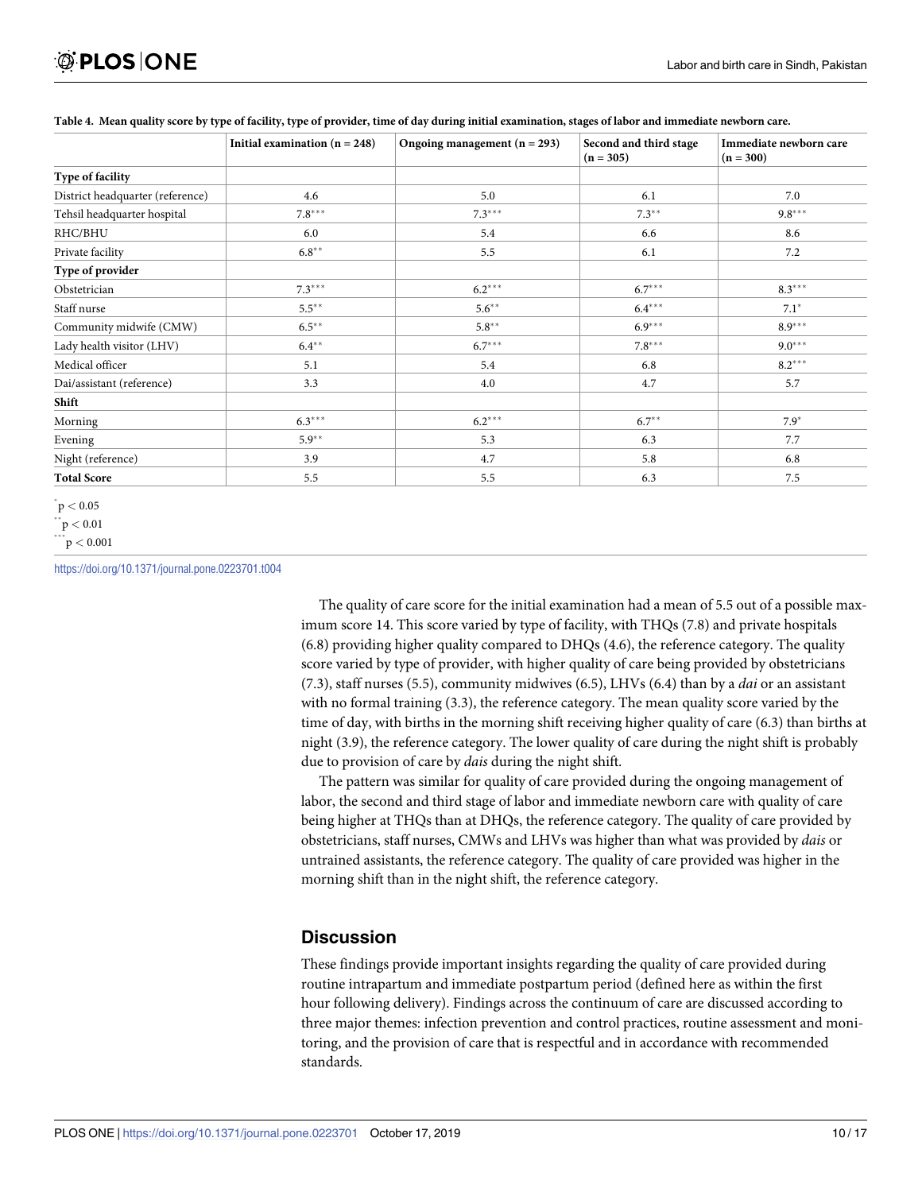**Table 4. Mean quality score by type of facility, type of provider, time of day during initial examination, stages of labor and immediate newborn care.**

| | Initial examination (n = 248) | Ongoing management (n = 293) | Second and third stage (n = 305) | Immediate newborn care (n = 300) |
|---|---|---|---|---|
| **Type of facility** | | | | |
| District headquarter (reference) | 4.6 | 5.0 | 6.1 | 7.0 |
| Tehsil headquarter hospital | 7.8*** | 7.3*** | 7.3** | 9.8*** |
| RHC/BHU | 6.0 | 5.4 | 6.6 | 8.6 |
| Private facility | 6.8** | 5.5 | 6.1 | 7.2 |
| **Type of provider** | | | | |
| Obstetrician | 7.3*** | 6.2*** | 6.7*** | 8.3*** |
| Staff nurse | 5.5** | 5.6** | 6.4*** | 7.1* |
| Community midwife (CMW) | 6.5** | 5.8** | 6.9*** | 8.9*** |
| Lady health visitor (LHV) | 6.4** | 6.7*** | 7.8*** | 9.0*** |
| Medical officer | 5.1 | 5.4 | 6.8 | 8.2*** |
| Dai/assistant (reference) | 3.3 | 4.0 | 4.7 | 5.7 |
| **Shift** | | | | |
| Morning | 6.3*** | 6.2*** | 6.7** | 7.9* |
| Evening | 5.9** | 5.3 | 6.3 | 7.7 |
| Night (reference) | 3.9 | 4.7 | 5.8 | 6.8 |
| **Total Score** | 5.5 | 5.5 | 6.3 | 7.5 |

* $p < 0.05$
** $p < 0.01$
*** $p < 0.001$

https://doi.org/10.1371/journal.pone.0223701.t004

The quality of care score for the initial examination had a mean of 5.5 out of a possible maximum score 14. This score varied by type of facility, with THQs (7.8) and private hospitals (6.8) providing higher quality compared to DHQs (4.6), the reference category. The quality score varied by type of provider, with higher quality of care being provided by obstetricians (7.3), staff nurses (5.5), community midwives (6.5), LHVs (6.4) than by a *dai* or an assistant with no formal training (3.3), the reference category. The mean quality score varied by the time of day, with births in the morning shift receiving higher quality of care (6.3) than births at night (3.9), the reference category. The lower quality of care during the night shift is probably due to provision of care by *dais* during the night shift.

The pattern was similar for quality of care provided during the ongoing management of labor, the second and third stage of labor and immediate newborn care with quality of care being higher at THQs than at DHQs, the reference category. The quality of care provided by obstetricians, staff nurses, CMWs and LHVs was higher than what was provided by *dais* or untrained assistants, the reference category. The quality of care provided was higher in the morning shift than in the night shift, the reference category.

## Discussion

These findings provide important insights regarding the quality of care provided during routine intrapartum and immediate postpartum period (defined here as within the first hour following delivery). Findings across the continuum of care are discussed according to three major themes: infection prevention and control practices, routine assessment and monitoring, and the provision of care that is respectful and in accordance with recommended standards.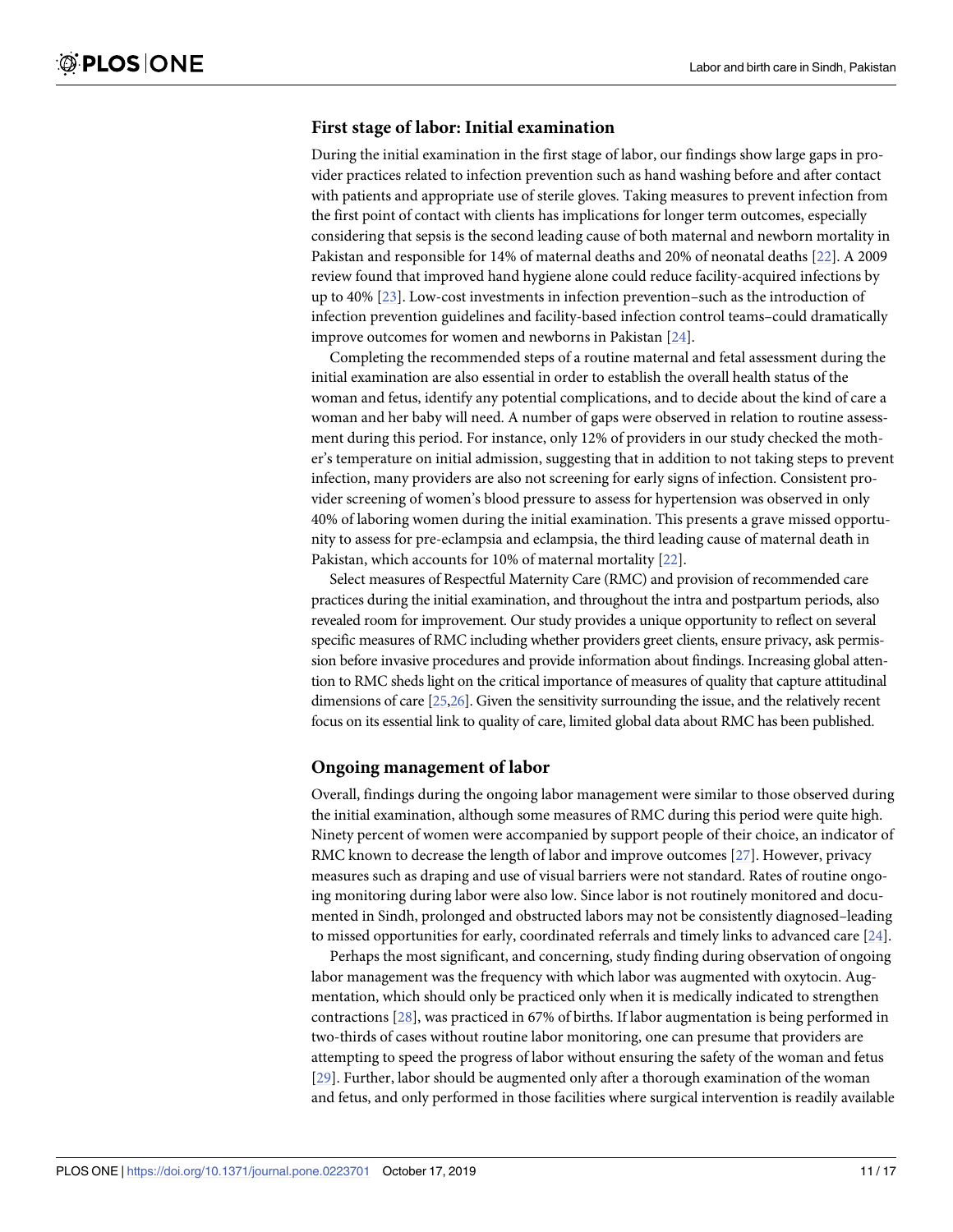### First stage of labor: Initial examination

During the initial examination in the first stage of labor, our findings show large gaps in provider practices related to infection prevention such as hand washing before and after contact with patients and appropriate use of sterile gloves. Taking measures to prevent infection from the first point of contact with clients has implications for longer term outcomes, especially considering that sepsis is the second leading cause of both maternal and newborn mortality in Pakistan and responsible for 14% of maternal deaths and 20% of neonatal deaths [22]. A 2009 review found that improved hand hygiene alone could reduce facility-acquired infections by up to 40% [23]. Low-cost investments in infection prevention–such as the introduction of infection prevention guidelines and facility-based infection control teams–could dramatically improve outcomes for women and newborns in Pakistan [24].

Completing the recommended steps of a routine maternal and fetal assessment during the initial examination are also essential in order to establish the overall health status of the woman and fetus, identify any potential complications, and to decide about the kind of care a woman and her baby will need. A number of gaps were observed in relation to routine assessment during this period. For instance, only 12% of providers in our study checked the mother's temperature on initial admission, suggesting that in addition to not taking steps to prevent infection, many providers are also not screening for early signs of infection. Consistent provider screening of women's blood pressure to assess for hypertension was observed in only 40% of laboring women during the initial examination. This presents a grave missed opportunity to assess for pre-eclampsia and eclampsia, the third leading cause of maternal death in Pakistan, which accounts for 10% of maternal mortality [22].

Select measures of Respectful Maternity Care (RMC) and provision of recommended care practices during the initial examination, and throughout the intra and postpartum periods, also revealed room for improvement. Our study provides a unique opportunity to reflect on several specific measures of RMC including whether providers greet clients, ensure privacy, ask permission before invasive procedures and provide information about findings. Increasing global attention to RMC sheds light on the critical importance of measures of quality that capture attitudinal dimensions of care [25,26]. Given the sensitivity surrounding the issue, and the relatively recent focus on its essential link to quality of care, limited global data about RMC has been published.

### Ongoing management of labor

Overall, findings during the ongoing labor management were similar to those observed during the initial examination, although some measures of RMC during this period were quite high. Ninety percent of women were accompanied by support people of their choice, an indicator of RMC known to decrease the length of labor and improve outcomes [27]. However, privacy measures such as draping and use of visual barriers were not standard. Rates of routine ongoing monitoring during labor were also low. Since labor is not routinely monitored and documented in Sindh, prolonged and obstructed labors may not be consistently diagnosed–leading to missed opportunities for early, coordinated referrals and timely links to advanced care [24].

Perhaps the most significant, and concerning, study finding during observation of ongoing labor management was the frequency with which labor was augmented with oxytocin. Augmentation, which should only be practiced only when it is medically indicated to strengthen contractions [28], was practiced in 67% of births. If labor augmentation is being performed in two-thirds of cases without routine labor monitoring, one can presume that providers are attempting to speed the progress of labor without ensuring the safety of the woman and fetus [29]. Further, labor should be augmented only after a thorough examination of the woman and fetus, and only performed in those facilities where surgical intervention is readily available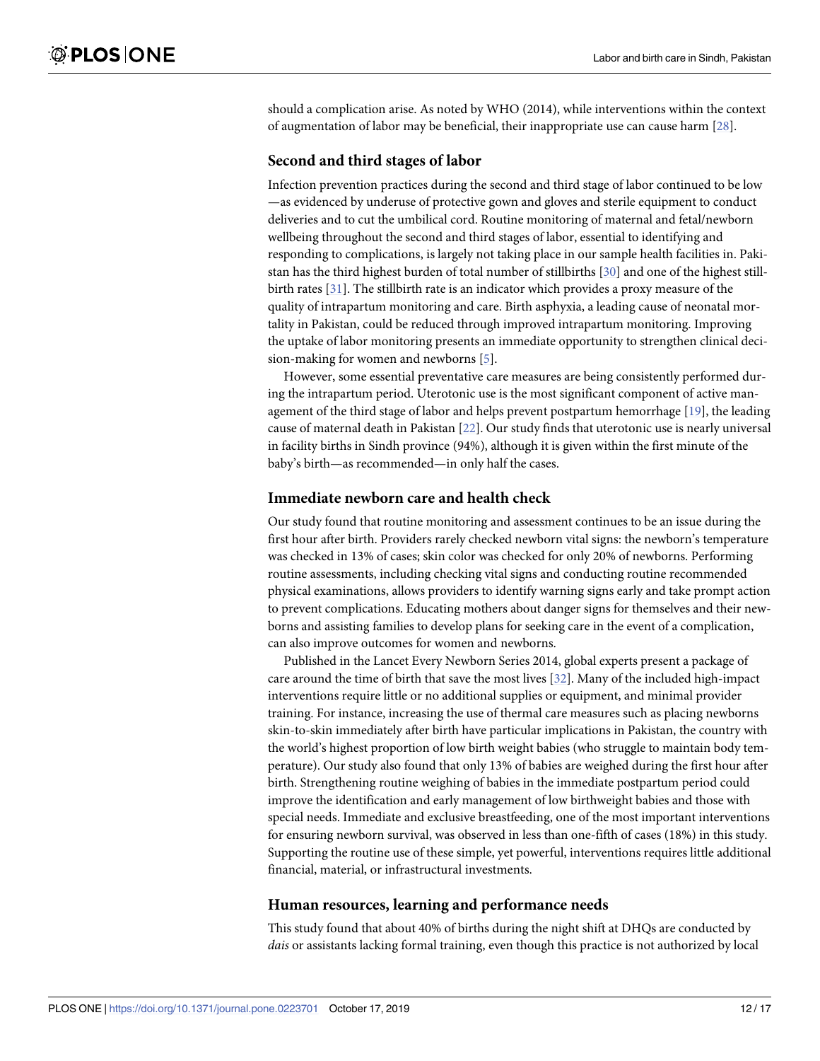should a complication arise. As noted by WHO (2014), while interventions within the context of augmentation of labor may be beneficial, their inappropriate use can cause harm [28].

### Second and third stages of labor

Infection prevention practices during the second and third stage of labor continued to be low —as evidenced by underuse of protective gown and gloves and sterile equipment to conduct deliveries and to cut the umbilical cord. Routine monitoring of maternal and fetal/newborn wellbeing throughout the second and third stages of labor, essential to identifying and responding to complications, is largely not taking place in our sample health facilities in. Pakistan has the third highest burden of total number of stillbirths [30] and one of the highest stillbirth rates [31]. The stillbirth rate is an indicator which provides a proxy measure of the quality of intrapartum monitoring and care. Birth asphyxia, a leading cause of neonatal mortality in Pakistan, could be reduced through improved intrapartum monitoring. Improving the uptake of labor monitoring presents an immediate opportunity to strengthen clinical decision-making for women and newborns [5].

However, some essential preventative care measures are being consistently performed during the intrapartum period. Uterotonic use is the most significant component of active management of the third stage of labor and helps prevent postpartum hemorrhage [19], the leading cause of maternal death in Pakistan [22]. Our study finds that uterotonic use is nearly universal in facility births in Sindh province (94%), although it is given within the first minute of the baby's birth—as recommended—in only half the cases.

### Immediate newborn care and health check

Our study found that routine monitoring and assessment continues to be an issue during the first hour after birth. Providers rarely checked newborn vital signs: the newborn's temperature was checked in 13% of cases; skin color was checked for only 20% of newborns. Performing routine assessments, including checking vital signs and conducting routine recommended physical examinations, allows providers to identify warning signs early and take prompt action to prevent complications. Educating mothers about danger signs for themselves and their newborns and assisting families to develop plans for seeking care in the event of a complication, can also improve outcomes for women and newborns.

Published in the Lancet Every Newborn Series 2014, global experts present a package of care around the time of birth that save the most lives [32]. Many of the included high-impact interventions require little or no additional supplies or equipment, and minimal provider training. For instance, increasing the use of thermal care measures such as placing newborns skin-to-skin immediately after birth have particular implications in Pakistan, the country with the world's highest proportion of low birth weight babies (who struggle to maintain body temperature). Our study also found that only 13% of babies are weighed during the first hour after birth. Strengthening routine weighing of babies in the immediate postpartum period could improve the identification and early management of low birthweight babies and those with special needs. Immediate and exclusive breastfeeding, one of the most important interventions for ensuring newborn survival, was observed in less than one-fifth of cases (18%) in this study. Supporting the routine use of these simple, yet powerful, interventions requires little additional financial, material, or infrastructural investments.

### Human resources, learning and performance needs

This study found that about 40% of births during the night shift at DHQs are conducted by *dais* or assistants lacking formal training, even though this practice is not authorized by local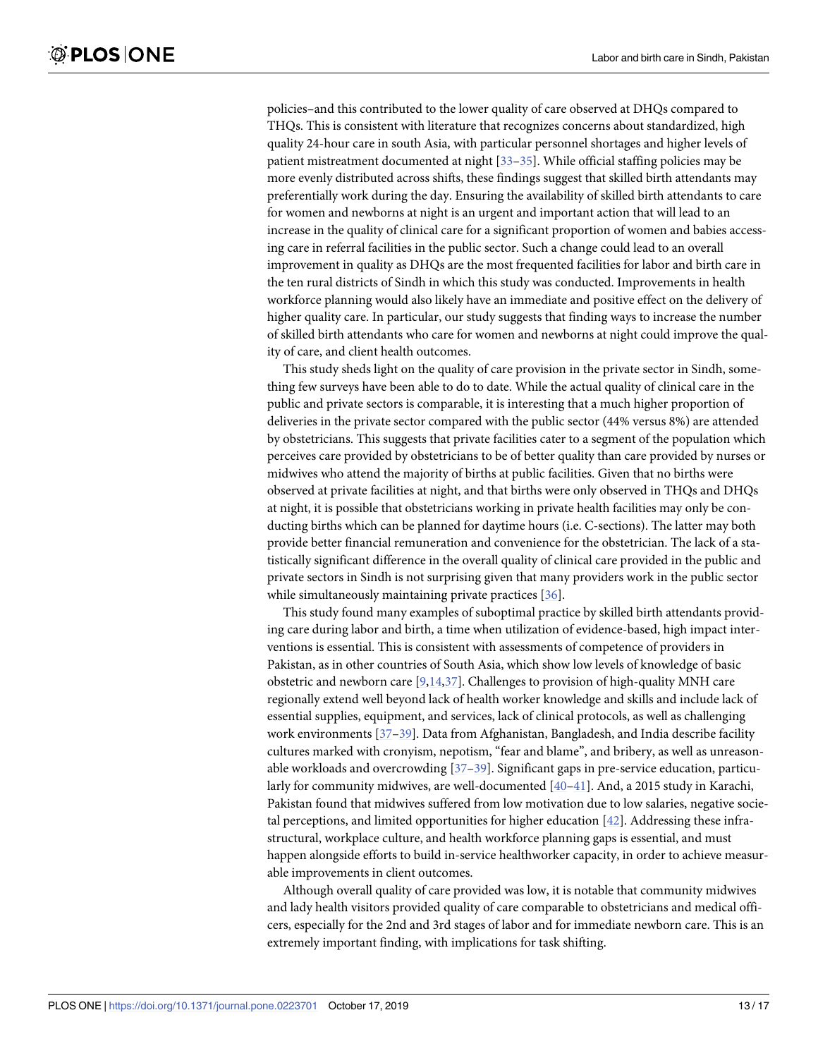policies–and this contributed to the lower quality of care observed at DHQs compared to THQs. This is consistent with literature that recognizes concerns about standardized, high quality 24-hour care in south Asia, with particular personnel shortages and higher levels of patient mistreatment documented at night [33–35]. While official staffing policies may be more evenly distributed across shifts, these findings suggest that skilled birth attendants may preferentially work during the day. Ensuring the availability of skilled birth attendants to care for women and newborns at night is an urgent and important action that will lead to an increase in the quality of clinical care for a significant proportion of women and babies accessing care in referral facilities in the public sector. Such a change could lead to an overall improvement in quality as DHQs are the most frequented facilities for labor and birth care in the ten rural districts of Sindh in which this study was conducted. Improvements in health workforce planning would also likely have an immediate and positive effect on the delivery of higher quality care. In particular, our study suggests that finding ways to increase the number of skilled birth attendants who care for women and newborns at night could improve the quality of care, and client health outcomes.

This study sheds light on the quality of care provision in the private sector in Sindh, something few surveys have been able to do to date. While the actual quality of clinical care in the public and private sectors is comparable, it is interesting that a much higher proportion of deliveries in the private sector compared with the public sector (44% versus 8%) are attended by obstetricians. This suggests that private facilities cater to a segment of the population which perceives care provided by obstetricians to be of better quality than care provided by nurses or midwives who attend the majority of births at public facilities. Given that no births were observed at private facilities at night, and that births were only observed in THQs and DHQs at night, it is possible that obstetricians working in private health facilities may only be conducting births which can be planned for daytime hours (i.e. C-sections). The latter may both provide better financial remuneration and convenience for the obstetrician. The lack of a statistically significant difference in the overall quality of clinical care provided in the public and private sectors in Sindh is not surprising given that many providers work in the public sector while simultaneously maintaining private practices [36].

This study found many examples of suboptimal practice by skilled birth attendants providing care during labor and birth, a time when utilization of evidence-based, high impact interventions is essential. This is consistent with assessments of competence of providers in Pakistan, as in other countries of South Asia, which show low levels of knowledge of basic obstetric and newborn care [9,14,37]. Challenges to provision of high-quality MNH care regionally extend well beyond lack of health worker knowledge and skills and include lack of essential supplies, equipment, and services, lack of clinical protocols, as well as challenging work environments [37–39]. Data from Afghanistan, Bangladesh, and India describe facility cultures marked with cronyism, nepotism, "fear and blame", and bribery, as well as unreasonable workloads and overcrowding [37–39]. Significant gaps in pre-service education, particularly for community midwives, are well-documented [40–41]. And, a 2015 study in Karachi, Pakistan found that midwives suffered from low motivation due to low salaries, negative societal perceptions, and limited opportunities for higher education [42]. Addressing these infrastructural, workplace culture, and health workforce planning gaps is essential, and must happen alongside efforts to build in-service healthworker capacity, in order to achieve measurable improvements in client outcomes.

Although overall quality of care provided was low, it is notable that community midwives and lady health visitors provided quality of care comparable to obstetricians and medical officers, especially for the 2nd and 3rd stages of labor and for immediate newborn care. This is an extremely important finding, with implications for task shifting.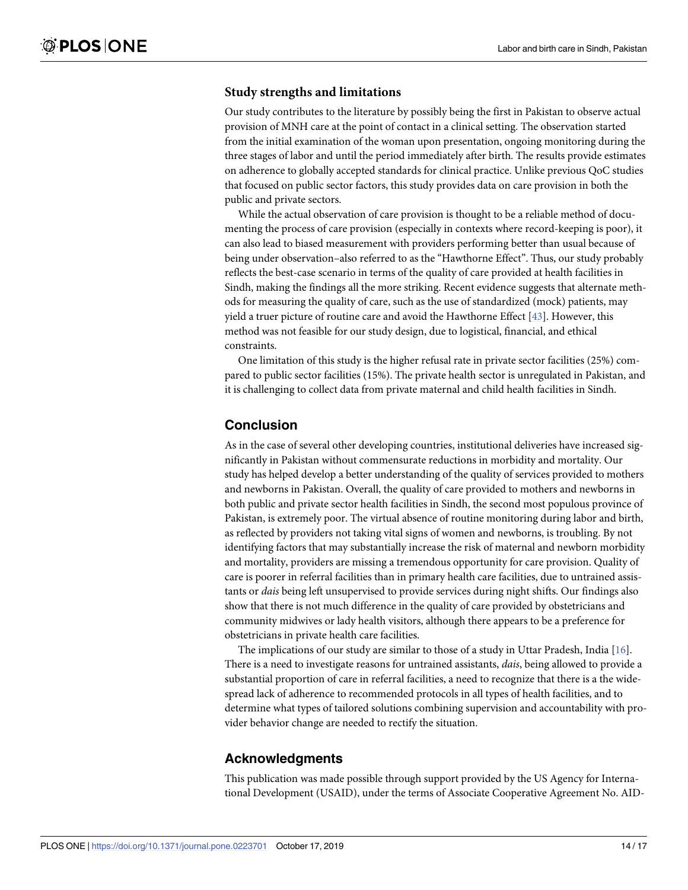### Study strengths and limitations

Our study contributes to the literature by possibly being the first in Pakistan to observe actual provision of MNH care at the point of contact in a clinical setting. The observation started from the initial examination of the woman upon presentation, ongoing monitoring during the three stages of labor and until the period immediately after birth. The results provide estimates on adherence to globally accepted standards for clinical practice. Unlike previous QoC studies that focused on public sector factors, this study provides data on care provision in both the public and private sectors.

While the actual observation of care provision is thought to be a reliable method of documenting the process of care provision (especially in contexts where record-keeping is poor), it can also lead to biased measurement with providers performing better than usual because of being under observation–also referred to as the "Hawthorne Effect". Thus, our study probably reflects the best-case scenario in terms of the quality of care provided at health facilities in Sindh, making the findings all the more striking. Recent evidence suggests that alternate methods for measuring the quality of care, such as the use of standardized (mock) patients, may yield a truer picture of routine care and avoid the Hawthorne Effect [43]. However, this method was not feasible for our study design, due to logistical, financial, and ethical constraints.

One limitation of this study is the higher refusal rate in private sector facilities (25%) compared to public sector facilities (15%). The private health sector is unregulated in Pakistan, and it is challenging to collect data from private maternal and child health facilities in Sindh.

## Conclusion

As in the case of several other developing countries, institutional deliveries have increased significantly in Pakistan without commensurate reductions in morbidity and mortality. Our study has helped develop a better understanding of the quality of services provided to mothers and newborns in Pakistan. Overall, the quality of care provided to mothers and newborns in both public and private sector health facilities in Sindh, the second most populous province of Pakistan, is extremely poor. The virtual absence of routine monitoring during labor and birth, as reflected by providers not taking vital signs of women and newborns, is troubling. By not identifying factors that may substantially increase the risk of maternal and newborn morbidity and mortality, providers are missing a tremendous opportunity for care provision. Quality of care is poorer in referral facilities than in primary health care facilities, due to untrained assistants or *dais* being left unsupervised to provide services during night shifts. Our findings also show that there is not much difference in the quality of care provided by obstetricians and community midwives or lady health visitors, although there appears to be a preference for obstetricians in private health care facilities.

The implications of our study are similar to those of a study in Uttar Pradesh, India [16]. There is a need to investigate reasons for untrained assistants, *dais*, being allowed to provide a substantial proportion of care in referral facilities, a need to recognize that there is a the widespread lack of adherence to recommended protocols in all types of health facilities, and to determine what types of tailored solutions combining supervision and accountability with provider behavior change are needed to rectify the situation.

## Acknowledgments

This publication was made possible through support provided by the US Agency for International Development (USAID), under the terms of Associate Cooperative Agreement No. AID-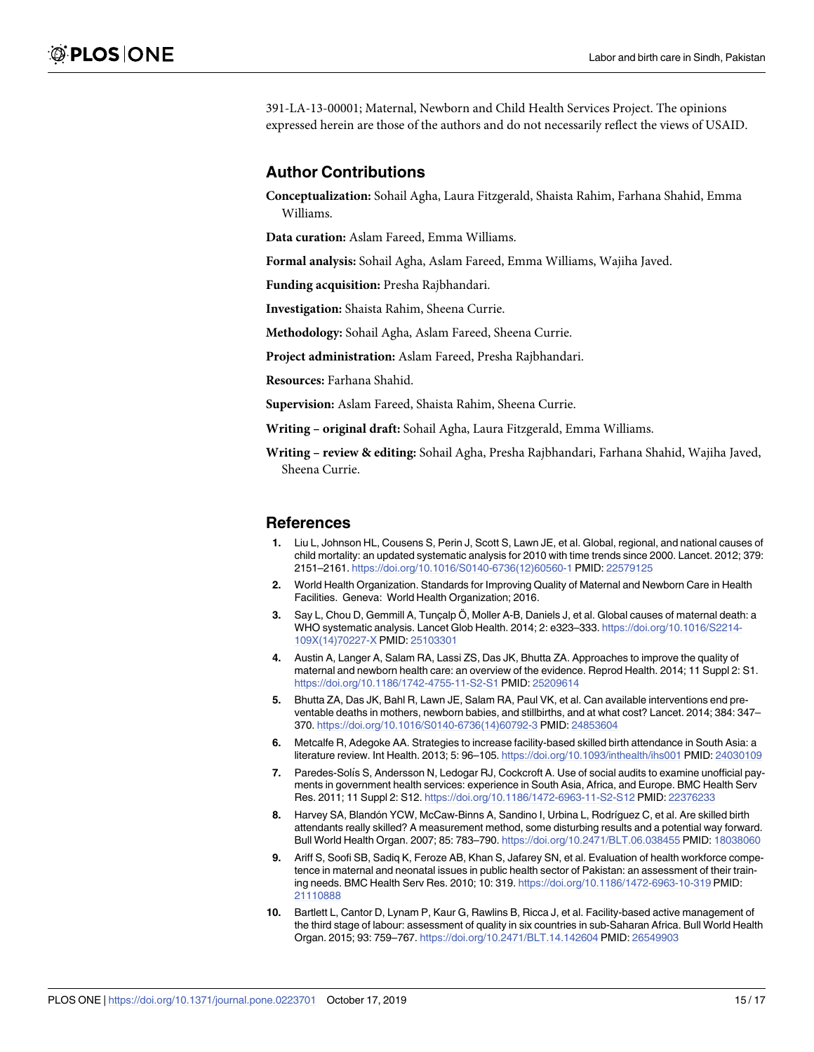391-LA-13-00001; Maternal, Newborn and Child Health Services Project. The opinions expressed herein are those of the authors and do not necessarily reflect the views of USAID.

## Author Contributions

**Conceptualization:** Sohail Agha, Laura Fitzgerald, Shaista Rahim, Farhana Shahid, Emma Williams.

**Data curation:** Aslam Fareed, Emma Williams.

**Formal analysis:** Sohail Agha, Aslam Fareed, Emma Williams, Wajiha Javed.

**Funding acquisition:** Presha Rajbhandari.

**Investigation:** Shaista Rahim, Sheena Currie.

**Methodology:** Sohail Agha, Aslam Fareed, Sheena Currie.

**Project administration:** Aslam Fareed, Presha Rajbhandari.

**Resources:** Farhana Shahid.

**Supervision:** Aslam Fareed, Shaista Rahim, Sheena Currie.

**Writing – original draft:** Sohail Agha, Laura Fitzgerald, Emma Williams.

**Writing – review & editing:** Sohail Agha, Presha Rajbhandari, Farhana Shahid, Wajiha Javed, Sheena Currie.

## References

1. Liu L, Johnson HL, Cousens S, Perin J, Scott S, Lawn JE, et al. Global, regional, and national causes of child mortality: an updated systematic analysis for 2010 with time trends since 2000. Lancet. 2012; 379: 2151–2161. https://doi.org/10.1016/S0140-6736(12)60560-1 PMID: 22579125
2. World Health Organization. Standards for Improving Quality of Maternal and Newborn Care in Health Facilities. Geneva: World Health Organization; 2016.
3. Say L, Chou D, Gemmill A, Tunçalp Ö, Moller A-B, Daniels J, et al. Global causes of maternal death: a WHO systematic analysis. Lancet Glob Health. 2014; 2: e323–333. https://doi.org/10.1016/S2214-109X(14)70227-X PMID: 25103301
4. Austin A, Langer A, Salam RA, Lassi ZS, Das JK, Bhutta ZA. Approaches to improve the quality of maternal and newborn health care: an overview of the evidence. Reprod Health. 2014; 11 Suppl 2: S1. https://doi.org/10.1186/1742-4755-11-S2-S1 PMID: 25209614
5. Bhutta ZA, Das JK, Bahl R, Lawn JE, Salam RA, Paul VK, et al. Can available interventions end preventable deaths in mothers, newborn babies, and stillbirths, and at what cost? Lancet. 2014; 384: 347–370. https://doi.org/10.1016/S0140-6736(14)60792-3 PMID: 24853604
6. Metcalfe R, Adegoke AA. Strategies to increase facility-based skilled birth attendance in South Asia: a literature review. Int Health. 2013; 5: 96–105. https://doi.org/10.1093/inthealth/ihs001 PMID: 24030109
7. Paredes-Solís S, Andersson N, Ledogar RJ, Cockcroft A. Use of social audits to examine unofficial payments in government health services: experience in South Asia, Africa, and Europe. BMC Health Serv Res. 2011; 11 Suppl 2: S12. https://doi.org/10.1186/1472-6963-11-S2-S12 PMID: 22376233
8. Harvey SA, Blandón YCW, McCaw-Binns A, Sandino I, Urbina L, Rodríguez C, et al. Are skilled birth attendants really skilled? A measurement method, some disturbing results and a potential way forward. Bull World Health Organ. 2007; 85: 783–790. https://doi.org/10.2471/BLT.06.038455 PMID: 18038060
9. Ariff S, Soofi SB, Sadiq K, Feroze AB, Khan S, Jafarey SN, et al. Evaluation of health workforce competence in maternal and neonatal issues in public health sector of Pakistan: an assessment of their training needs. BMC Health Serv Res. 2010; 10: 319. https://doi.org/10.1186/1472-6963-10-319 PMID: 21110888
10. Bartlett L, Cantor D, Lynam P, Kaur G, Rawlins B, Ricca J, et al. Facility-based active management of the third stage of labour: assessment of quality in six countries in sub-Saharan Africa. Bull World Health Organ. 2015; 93: 759–767. https://doi.org/10.2471/BLT.14.142604 PMID: 26549903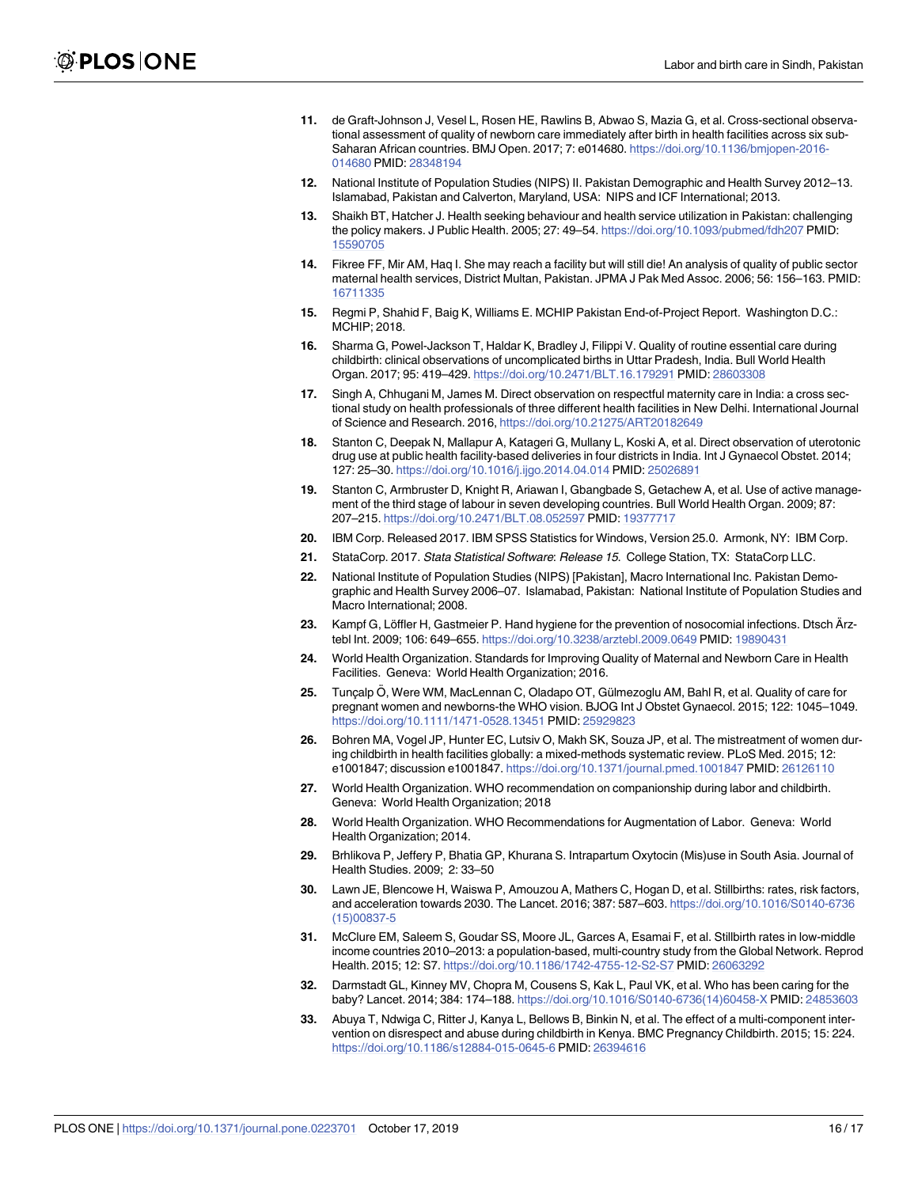11. de Graft-Johnson J, Vesel L, Rosen HE, Rawlins B, Abwao S, Mazia G, et al. Cross-sectional observational assessment of quality of newborn care immediately after birth in health facilities across six sub-Saharan African countries. BMJ Open. 2017; 7: e014680. https://doi.org/10.1136/bmjopen-2016-014680 PMID: 28348194
12. National Institute of Population Studies (NIPS) II. Pakistan Demographic and Health Survey 2012–13. Islamabad, Pakistan and Calverton, Maryland, USA: NIPS and ICF International; 2013.
13. Shaikh BT, Hatcher J. Health seeking behaviour and health service utilization in Pakistan: challenging the policy makers. J Public Health. 2005; 27: 49–54. https://doi.org/10.1093/pubmed/fdh207 PMID: 15590705
14. Fikree FF, Mir AM, Haq I. She may reach a facility but will still die! An analysis of quality of public sector maternal health services, District Multan, Pakistan. JPMA J Pak Med Assoc. 2006; 56: 156–163. PMID: 16711335
15. Regmi P, Shahid F, Baig K, Williams E. MCHIP Pakistan End-of-Project Report. Washington D.C.: MCHIP; 2018.
16. Sharma G, Powel-Jackson T, Haldar K, Bradley J, Filippi V. Quality of routine essential care during childbirth: clinical observations of uncomplicated births in Uttar Pradesh, India. Bull World Health Organ. 2017; 95: 419–429. https://doi.org/10.2471/BLT.16.179291 PMID: 28603308
17. Singh A, Chhugani M, James M. Direct observation on respectful maternity care in India: a cross sectional study on health professionals of three different health facilities in New Delhi. International Journal of Science and Research. 2016, https://doi.org/10.21275/ART20182649
18. Stanton C, Deepak N, Mallapur A, Katageri G, Mullany L, Koski A, et al. Direct observation of uterotonic drug use at public health facility-based deliveries in four districts in India. Int J Gynaecol Obstet. 2014; 127: 25–30. https://doi.org/10.1016/j.ijgo.2014.04.014 PMID: 25026891
19. Stanton C, Armbruster D, Knight R, Ariawan I, Gbangbade S, Getachew A, et al. Use of active management of the third stage of labour in seven developing countries. Bull World Health Organ. 2009; 87: 207–215. https://doi.org/10.2471/BLT.08.052597 PMID: 19377717
20. IBM Corp. Released 2017. IBM SPSS Statistics for Windows, Version 25.0. Armonk, NY: IBM Corp.
21. StataCorp. 2017. *Stata Statistical Software: Release 15*. College Station, TX: StataCorp LLC.
22. National Institute of Population Studies (NIPS) [Pakistan], Macro International Inc. Pakistan Demographic and Health Survey 2006–07. Islamabad, Pakistan: National Institute of Population Studies and Macro International; 2008.
23. Kampf G, Löffler H, Gastmeier P. Hand hygiene for the prevention of nosocomial infections. Dtsch Ärztebl Int. 2009; 106: 649–655. https://doi.org/10.3238/arztebl.2009.0649 PMID: 19890431
24. World Health Organization. Standards for Improving Quality of Maternal and Newborn Care in Health Facilities. Geneva: World Health Organization; 2016.
25. Tunçalp Ö, Were WM, MacLennan C, Oladapo OT, Gülmezoglu AM, Bahl R, et al. Quality of care for pregnant women and newborns-the WHO vision. BJOG Int J Obstet Gynaecol. 2015; 122: 1045–1049. https://doi.org/10.1111/1471-0528.13451 PMID: 25929823
26. Bohren MA, Vogel JP, Hunter EC, Lutsiv O, Makh SK, Souza JP, et al. The mistreatment of women during childbirth in health facilities globally: a mixed-methods systematic review. PLoS Med. 2015; 12: e1001847; discussion e1001847. https://doi.org/10.1371/journal.pmed.1001847 PMID: 26126110
27. World Health Organization. WHO recommendation on companionship during labor and childbirth. Geneva: World Health Organization; 2018
28. World Health Organization. WHO Recommendations for Augmentation of Labor. Geneva: World Health Organization; 2014.
29. Brhlikova P, Jeffery P, Bhatia GP, Khurana S. Intrapartum Oxytocin (Mis)use in South Asia. Journal of Health Studies. 2009; 2: 33–50
30. Lawn JE, Blencowe H, Waiswa P, Amouzou A, Mathers C, Hogan D, et al. Stillbirths: rates, risk factors, and acceleration towards 2030. The Lancet. 2016; 387: 587–603. https://doi.org/10.1016/S0140-6736(15)00837-5
31. McClure EM, Saleem S, Goudar SS, Moore JL, Garces A, Esamai F, et al. Stillbirth rates in low-middle income countries 2010–2013: a population-based, multi-country study from the Global Network. Reprod Health. 2015; 12: S7. https://doi.org/10.1186/1742-4755-12-S2-S7 PMID: 26063292
32. Darmstadt GL, Kinney MV, Chopra M, Cousens S, Kak L, Paul VK, et al. Who has been caring for the baby? Lancet. 2014; 384: 174–188. https://doi.org/10.1016/S0140-6736(14)60458-X PMID: 24853603
33. Abuya T, Ndwiga C, Ritter J, Kanya L, Bellows B, Binkin N, et al. The effect of a multi-component intervention on disrespect and abuse during childbirth in Kenya. BMC Pregnancy Childbirth. 2015; 15: 224. https://doi.org/10.1186/s12884-015-0645-6 PMID: 26394616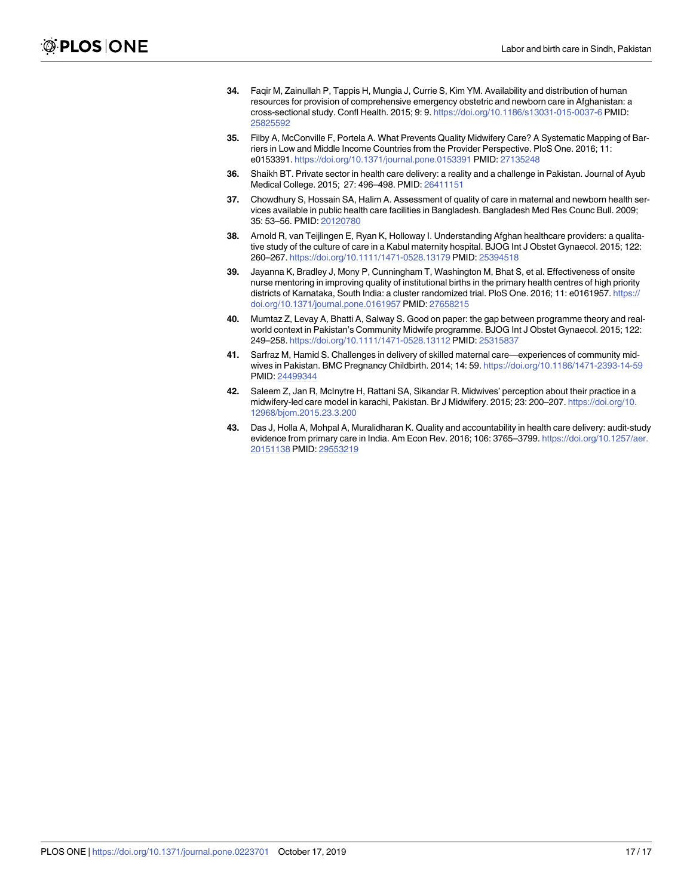34. Faqir M, Zainullah P, Tappis H, Mungia J, Currie S, Kim YM. Availability and distribution of human resources for provision of comprehensive emergency obstetric and newborn care in Afghanistan: a cross-sectional study. Confl Health. 2015; 9: 9. https://doi.org/10.1186/s13031-015-0037-6 PMID: 25825592

35. Filby A, McConville F, Portela A. What Prevents Quality Midwifery Care? A Systematic Mapping of Barriers in Low and Middle Income Countries from the Provider Perspective. PloS One. 2016; 11: e0153391. https://doi.org/10.1371/journal.pone.0153391 PMID: 27135248

36. Shaikh BT. Private sector in health care delivery: a reality and a challenge in Pakistan. Journal of Ayub Medical College. 2015; 27: 496–498. PMID: 26411151

37. Chowdhury S, Hossain SA, Halim A. Assessment of quality of care in maternal and newborn health services available in public health care facilities in Bangladesh. Bangladesh Med Res Counc Bull. 2009; 35: 53–56. PMID: 20120780

38. Arnold R, van Teijlingen E, Ryan K, Holloway I. Understanding Afghan healthcare providers: a qualitative study of the culture of care in a Kabul maternity hospital. BJOG Int J Obstet Gynaecol. 2015; 122: 260–267. https://doi.org/10.1111/1471-0528.13179 PMID: 25394518

39. Jayanna K, Bradley J, Mony P, Cunningham T, Washington M, Bhat S, et al. Effectiveness of onsite nurse mentoring in improving quality of institutional births in the primary health centres of high priority districts of Karnataka, South India: a cluster randomized trial. PloS One. 2016; 11: e0161957. https://doi.org/10.1371/journal.pone.0161957 PMID: 27658215

40. Mumtaz Z, Levay A, Bhatti A, Salway S. Good on paper: the gap between programme theory and real-world context in Pakistan's Community Midwife programme. BJOG Int J Obstet Gynaecol. 2015; 122: 249–258. https://doi.org/10.1111/1471-0528.13112 PMID: 25315837

41. Sarfraz M, Hamid S. Challenges in delivery of skilled maternal care—experiences of community midwives in Pakistan. BMC Pregnancy Childbirth. 2014; 14: 59. https://doi.org/10.1186/1471-2393-14-59 PMID: 24499344

42. Saleem Z, Jan R, McInytre H, Rattani SA, Sikandar R. Midwives' perception about their practice in a midwifery-led care model in karachi, Pakistan. Br J Midwifery. 2015; 23: 200–207. https://doi.org/10.12968/bjom.2015.23.3.200

43. Das J, Holla A, Mohpal A, Muralidharan K. Quality and accountability in health care delivery: audit-study evidence from primary care in India. Am Econ Rev. 2016; 106: 3765–3799. https://doi.org/10.1257/aer.20151138 PMID: 29553219